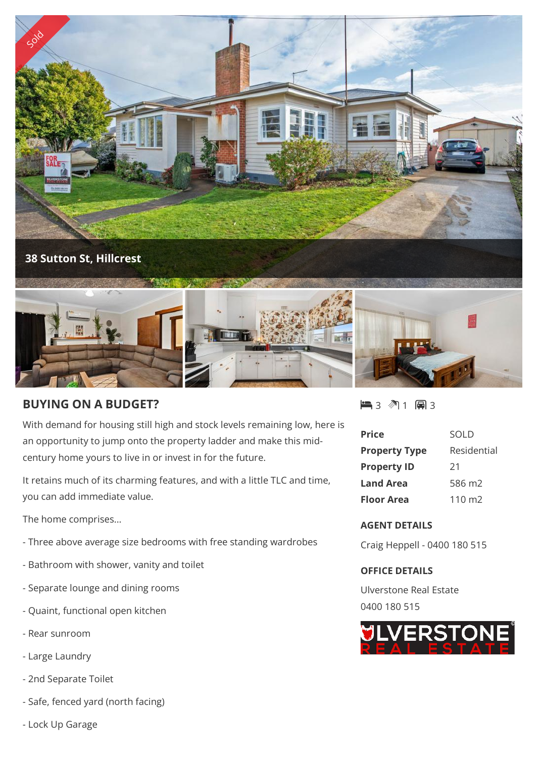Sold

38 Sutton St, Hillcrest

## BUYING ON A BUDGET?

With demand for housing still high and stock levels remaining low, here is an opportunity to jump onto the property ladder and make this mid-century home yours to live in or invest in for the future.

It retains much of its charming features, and with a little TLC and time, you can add immediate value.

The home comprises...

- Three above average size bedrooms with free standing wardrobes
- Bathroom with shower, vanity and toilet
- Separate lounge and dining rooms
- Quaint, functional open kitchen
- Rear sunroom
- Large Laundry
- 2nd Separate Toilet
- Safe, fenced yard (north facing)
- Lock Up Garage

3 1 3

| | |
|---|---|
| **Price** | SOLD |
| **Property Type** | Residential |
| **Property ID** | 21 |
| **Land Area** | 586 m2 |
| **Floor Area** | 110 m2 |

### AGENT DETAILS

Craig Heppell - 0400 180 515

### OFFICE DETAILS

Ulverstone Real Estate

0400 180 515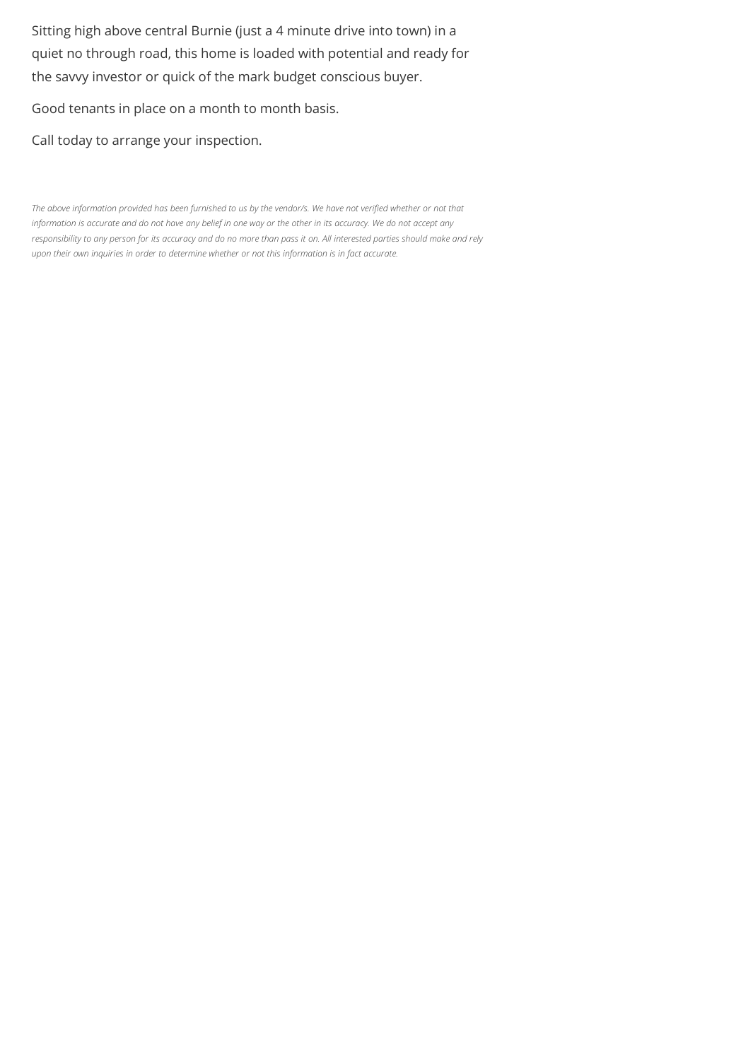Sitting high above central Burnie (just a 4 minute drive into town) in a quiet no through road, this home is loaded with potential and ready for the savvy investor or quick of the mark budget conscious buyer.

Good tenants in place on a month to month basis.

Call today to arrange your inspection.

*The above information provided has been furnished to us by the vendor/s. We have not verified whether or not that information is accurate and do not have any belief in one way or the other in its accuracy. We do not accept any responsibility to any person for its accuracy and do no more than pass it on. All interested parties should make and rely upon their own inquiries in order to determine whether or not this information is in fact accurate.*